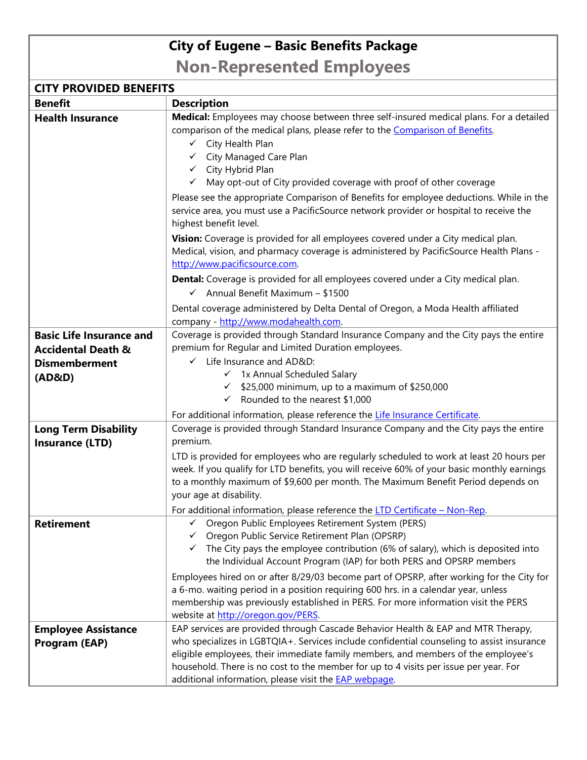# City of Eugene – Basic Benefits Package

## Non-Represented Employees

| CITY PROVIDED BENEFITS | |
|---|---|
| **Benefit** | **Description** |
| **Health Insurance** | **Medical:** Employees may choose between three self-insured medical plans. For a detailed comparison of the medical plans, please refer to the [Comparison of Benefits](). <br> ✓ City Health Plan <br> ✓ City Managed Care Plan <br> ✓ City Hybrid Plan <br> ✓ May opt-out of City provided coverage with proof of other coverage <br><br> Please see the appropriate Comparison of Benefits for employee deductions. While in the service area, you must use a PacificSource network provider or hospital to receive the highest benefit level. <br><br> **Vision:** Coverage is provided for all employees covered under a City medical plan. Medical, vision, and pharmacy coverage is administered by PacificSource Health Plans - http://www.pacificsource.com. <br><br> **Dental:** Coverage is provided for all employees covered under a City medical plan. <br> ✓ Annual Benefit Maximum – $1500 <br><br> Dental coverage administered by Delta Dental of Oregon, a Moda Health affiliated company - http://www.modahealth.com. |
| **Basic Life Insurance and Accidental Death & Dismemberment (AD&D)** | Coverage is provided through Standard Insurance Company and the City pays the entire premium for Regular and Limited Duration employees. <br> ✓ Life Insurance and AD&D: <br> &nbsp;&nbsp;&nbsp;&nbsp;✓ 1x Annual Scheduled Salary <br> &nbsp;&nbsp;&nbsp;&nbsp;✓ $25,000 minimum, up to a maximum of $250,000 <br> &nbsp;&nbsp;&nbsp;&nbsp;✓ Rounded to the nearest $1,000 <br><br> For additional information, please reference the [Life Insurance Certificate](). |
| **Long Term Disability Insurance (LTD)** | Coverage is provided through Standard Insurance Company and the City pays the entire premium. <br><br> LTD is provided for employees who are regularly scheduled to work at least 20 hours per week. If you qualify for LTD benefits, you will receive 60% of your basic monthly earnings to a monthly maximum of $9,600 per month. The Maximum Benefit Period depends on your age at disability. <br><br> For additional information, please reference the [LTD Certificate – Non-Rep](). |
| **Retirement** | ✓ Oregon Public Employees Retirement System (PERS) <br> ✓ Oregon Public Service Retirement Plan (OPSRP) <br> ✓ The City pays the employee contribution (6% of salary), which is deposited into the Individual Account Program (IAP) for both PERS and OPSRP members <br><br> Employees hired on or after 8/29/03 become part of OPSRP, after working for the City for a 6-mo. waiting period in a position requiring 600 hrs. in a calendar year, unless membership was previously established in PERS. For more information visit the PERS website at http://oregon.gov/PERS. |
| **Employee Assistance Program (EAP)** | EAP services are provided through Cascade Behavior Health & EAP and MTR Therapy, who specializes in LGBTQIA+. Services include confidential counseling to assist insurance eligible employees, their immediate family members, and members of the employee's household. There is no cost to the member for up to 4 visits per issue per year. For additional information, please visit the [EAP webpage](). |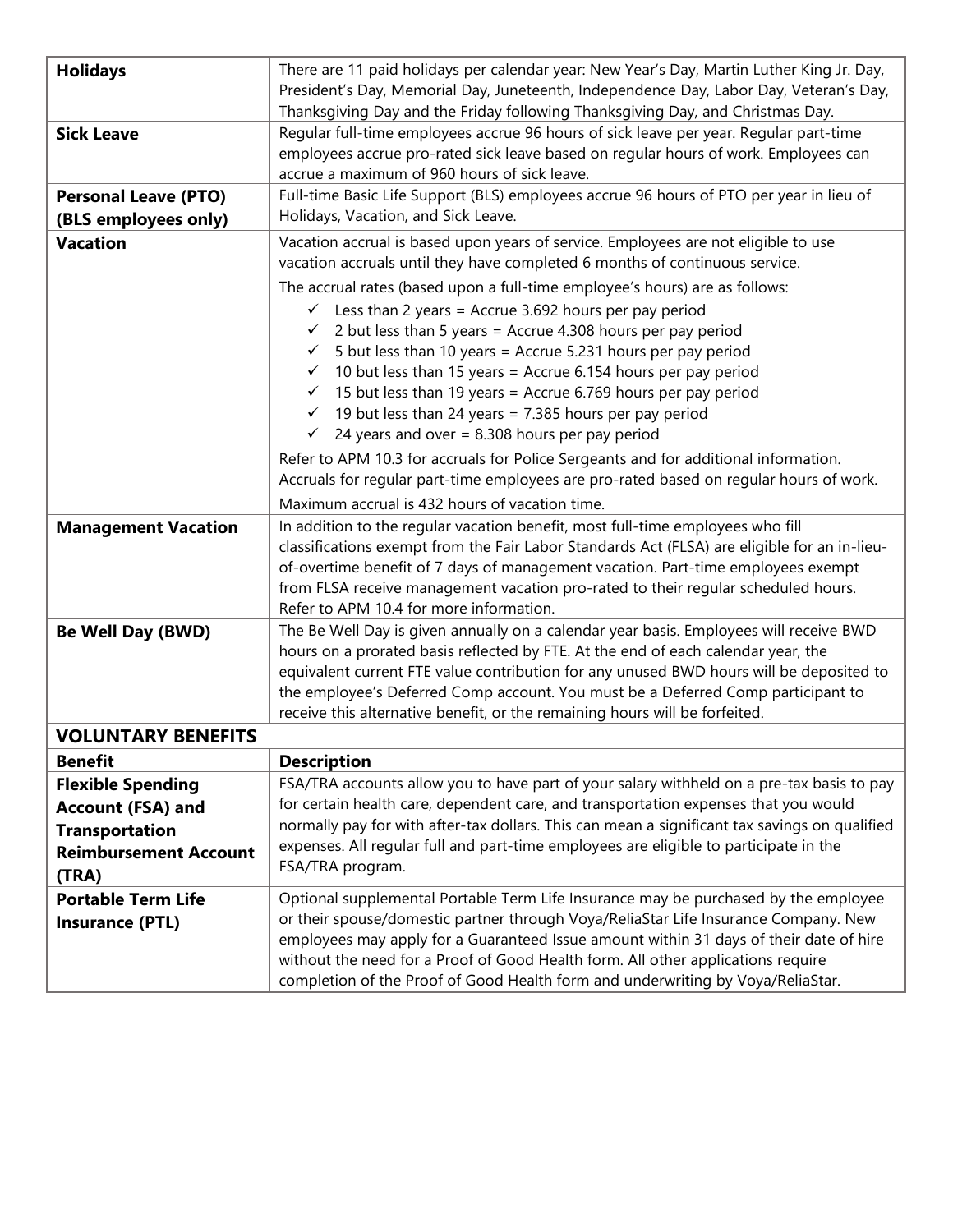| | |
|---|---|
| **Holidays** | There are 11 paid holidays per calendar year: New Year's Day, Martin Luther King Jr. Day, President's Day, Memorial Day, Juneteenth, Independence Day, Labor Day, Veteran's Day, Thanksgiving Day and the Friday following Thanksgiving Day, and Christmas Day. |
| **Sick Leave** | Regular full-time employees accrue 96 hours of sick leave per year. Regular part-time employees accrue pro-rated sick leave based on regular hours of work. Employees can accrue a maximum of 960 hours of sick leave. |
| **Personal Leave (PTO) (BLS employees only)** | Full-time Basic Life Support (BLS) employees accrue 96 hours of PTO per year in lieu of Holidays, Vacation, and Sick Leave. |
| **Vacation** | Vacation accrual is based upon years of service. Employees are not eligible to use vacation accruals until they have completed 6 months of continuous service.<br><br>The accrual rates (based upon a full-time employee's hours) are as follows:<br>✓ Less than 2 years = Accrue 3.692 hours per pay period<br>✓ 2 but less than 5 years = Accrue 4.308 hours per pay period<br>✓ 5 but less than 10 years = Accrue 5.231 hours per pay period<br>✓ 10 but less than 15 years = Accrue 6.154 hours per pay period<br>✓ 15 but less than 19 years = Accrue 6.769 hours per pay period<br>✓ 19 but less than 24 years = 7.385 hours per pay period<br>✓ 24 years and over = 8.308 hours per pay period<br><br>Refer to APM 10.3 for accruals for Police Sergeants and for additional information. Accruals for regular part-time employees are pro-rated based on regular hours of work.<br><br>Maximum accrual is 432 hours of vacation time. |
| **Management Vacation** | In addition to the regular vacation benefit, most full-time employees who fill classifications exempt from the Fair Labor Standards Act (FLSA) are eligible for an in-lieu-of-overtime benefit of 7 days of management vacation. Part-time employees exempt from FLSA receive management vacation pro-rated to their regular scheduled hours. Refer to APM 10.4 for more information. |
| **Be Well Day (BWD)** | The Be Well Day is given annually on a calendar year basis. Employees will receive BWD hours on a prorated basis reflected by FTE. At the end of each calendar year, the equivalent current FTE value contribution for any unused BWD hours will be deposited to the employee's Deferred Comp account. You must be a Deferred Comp participant to receive this alternative benefit, or the remaining hours will be forfeited. |

## VOLUNTARY BENEFITS

| Benefit | Description |
|---|---|
| **Flexible Spending Account (FSA) and Transportation Reimbursement Account (TRA)** | FSA/TRA accounts allow you to have part of your salary withheld on a pre-tax basis to pay for certain health care, dependent care, and transportation expenses that you would normally pay for with after-tax dollars. This can mean a significant tax savings on qualified expenses. All regular full and part-time employees are eligible to participate in the FSA/TRA program. |
| **Portable Term Life Insurance (PTL)** | Optional supplemental Portable Term Life Insurance may be purchased by the employee or their spouse/domestic partner through Voya/ReliaStar Life Insurance Company. New employees may apply for a Guaranteed Issue amount within 31 days of their date of hire without the need for a Proof of Good Health form. All other applications require completion of the Proof of Good Health form and underwriting by Voya/ReliaStar. |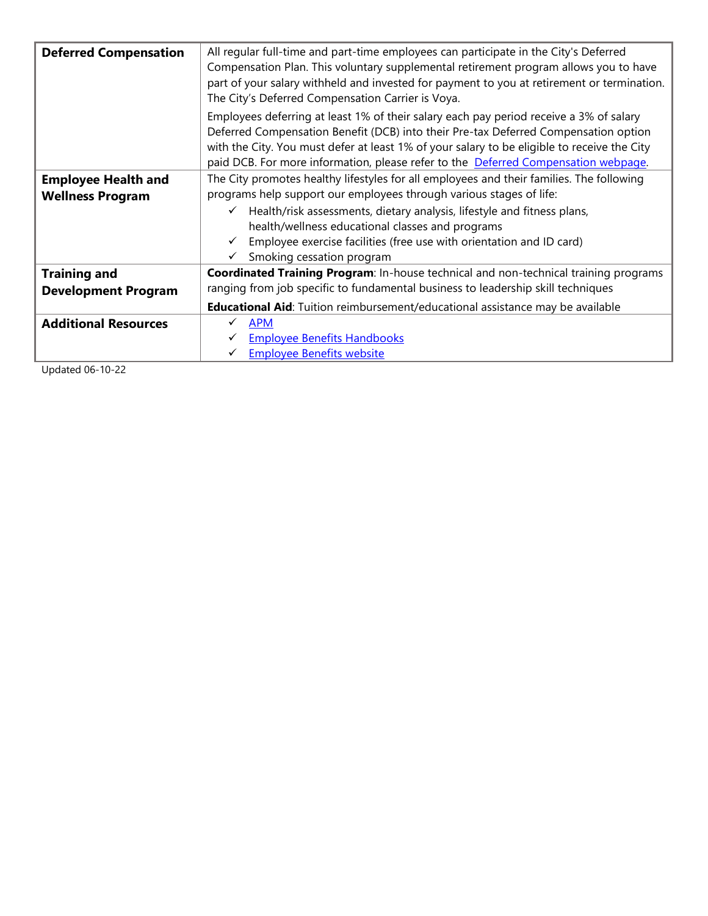| | |
|---|---|
| **Deferred Compensation** | All regular full-time and part-time employees can participate in the City's Deferred Compensation Plan. This voluntary supplemental retirement program allows you to have part of your salary withheld and invested for payment to you at retirement or termination. The City's Deferred Compensation Carrier is Voya.<br><br>Employees deferring at least 1% of their salary each pay period receive a 3% of salary Deferred Compensation Benefit (DCB) into their Pre-tax Deferred Compensation option with the City. You must defer at least 1% of your salary to be eligible to receive the City paid DCB. For more information, please refer to the Deferred Compensation webpage. |
| **Employee Health and Wellness Program** | The City promotes healthy lifestyles for all employees and their families. The following programs help support our employees through various stages of life:<br>✓ Health/risk assessments, dietary analysis, lifestyle and fitness plans, health/wellness educational classes and programs<br>✓ Employee exercise facilities (free use with orientation and ID card)<br>✓ Smoking cessation program |
| **Training and Development Program** | **Coordinated Training Program**: In-house technical and non-technical training programs ranging from job specific to fundamental business to leadership skill techniques<br><br>**Educational Aid**: Tuition reimbursement/educational assistance may be available |
| **Additional Resources** | ✓ APM<br>✓ Employee Benefits Handbooks<br>✓ Employee Benefits website |

Updated 06-10-22